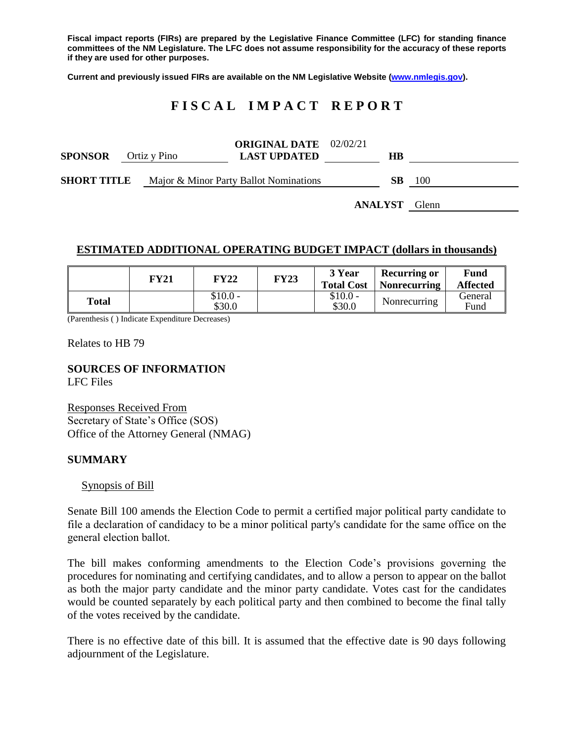**Fiscal impact reports (FIRs) are prepared by the Legislative Finance Committee (LFC) for standing finance committees of the NM Legislature. The LFC does not assume responsibility for the accuracy of these reports if they are used for other purposes.**

**Current and previously issued FIRs are available on the NM Legislative Website (www.nmlegis.gov).**

# FISCAL IMPACT REPORT

**SPONSOR** Ortiz y Pino **ORIGINAL DATE** 02/02/21 **LAST UPDATED** **HB**

**SHORT TITLE** Major & Minor Party Ballot Nominations **SB** 100

**ANALYST** Glenn

## ESTIMATED ADDITIONAL OPERATING BUDGET IMPACT (dollars in thousands)

| | FY21 | FY22 | FY23 | 3 Year Total Cost | Recurring or Nonrecurring | Fund Affected |
|---|---|---|---|---|---|---|
| Total | | $10.0 - $30.0 | | $10.0 - $30.0 | Nonrecurring | General Fund |

(Parenthesis ( ) Indicate Expenditure Decreases)

Relates to HB 79

**SOURCES OF INFORMATION**
LFC Files

Responses Received From
Secretary of State's Office (SOS)
Office of the Attorney General (NMAG)

**SUMMARY**

Synopsis of Bill

Senate Bill 100 amends the Election Code to permit a certified major political party candidate to file a declaration of candidacy to be a minor political party's candidate for the same office on the general election ballot.

The bill makes conforming amendments to the Election Code's provisions governing the procedures for nominating and certifying candidates, and to allow a person to appear on the ballot as both the major party candidate and the minor party candidate. Votes cast for the candidates would be counted separately by each political party and then combined to become the final tally of the votes received by the candidate.

There is no effective date of this bill. It is assumed that the effective date is 90 days following adjournment of the Legislature.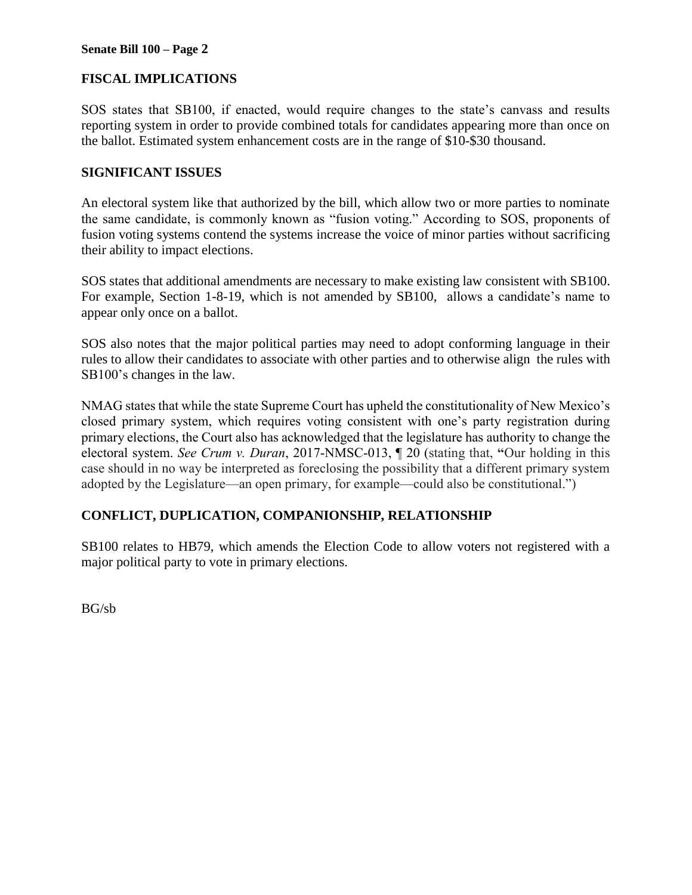## FISCAL IMPLICATIONS

SOS states that SB100, if enacted, would require changes to the state's canvass and results reporting system in order to provide combined totals for candidates appearing more than once on the ballot. Estimated system enhancement costs are in the range of $10-$30 thousand.

## SIGNIFICANT ISSUES

An electoral system like that authorized by the bill, which allow two or more parties to nominate the same candidate, is commonly known as "fusion voting." According to SOS, proponents of fusion voting systems contend the systems increase the voice of minor parties without sacrificing their ability to impact elections.

SOS states that additional amendments are necessary to make existing law consistent with SB100. For example, Section 1-8-19, which is not amended by SB100, allows a candidate's name to appear only once on a ballot.

SOS also notes that the major political parties may need to adopt conforming language in their rules to allow their candidates to associate with other parties and to otherwise align the rules with SB100's changes in the law.

NMAG states that while the state Supreme Court has upheld the constitutionality of New Mexico's closed primary system, which requires voting consistent with one's party registration during primary elections, the Court also has acknowledged that the legislature has authority to change the electoral system. *See Crum v. Duran*, 2017-NMSC-013, ¶ 20 (stating that, "Our holding in this case should in no way be interpreted as foreclosing the possibility that a different primary system adopted by the Legislature—an open primary, for example—could also be constitutional.")

## CONFLICT, DUPLICATION, COMPANIONSHIP, RELATIONSHIP

SB100 relates to HB79, which amends the Election Code to allow voters not registered with a major political party to vote in primary elections.

BG/sb